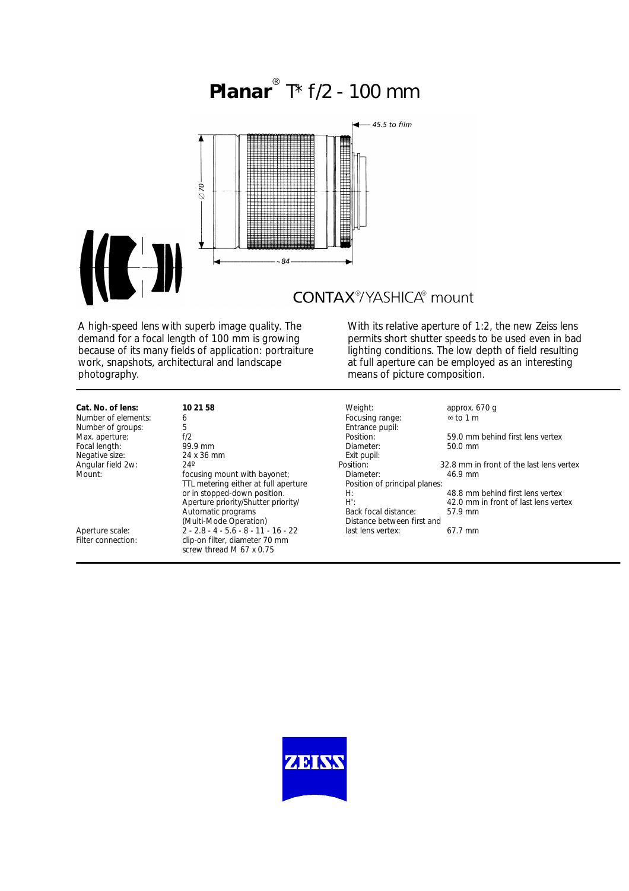# **Planar**® T* f/2 - 100 mm

CONTAX®/YASHICA® mount

A high-speed lens with superb image quality. The demand for a focal length of 100 mm is growing because of its many fields of application: portraiture work, snapshots, architectural and landscape photography.

With its relative aperture of 1:2, the new Zeiss lens permits short shutter speeds to be used even in bad lighting conditions. The low depth of field resulting at full aperture can be employed as an interesting means of picture composition.

| | |
|---|---|
| **Cat. No. of lens:** | **10 21 58** |
| Number of elements: | 6 |
| Number of groups: | 5 |
| Max. aperture: | f/2 |
| Focal length: | 99.9 mm |
| Negative size: | 24 x 36 mm |
| Angular field 2w: | 24º |
| Mount: | focusing mount with bayonet; TTL metering either at full aperture or in stopped-down position. Aperture priority/Shutter priority/ Automatic programs (Multi-Mode Operation) |
| Aperture scale: | 2 - 2.8 - 4 - 5.6 - 8 - 11 - 16 - 22 |
| Filter connection: | clip-on filter, diameter 70 mm screw thread M 67 x 0.75 |

| | |
|---|---|
| Weight: | approx. 670 g |
| Focusing range: | ∞ to 1 m |
| Entrance pupil: | |
| Position: | 59.0 mm behind first lens vertex |
| Diameter: | 50.0 mm |
| Exit pupil: | |
| Position: | 32.8 mm in front of the last lens vertex |
| Diameter: | 46.9 mm |
| Position of principal planes: | |
| H: | 48.8 mm behind first lens vertex |
| H': | 42.0 mm in front of last lens vertex |
| Back focal distance: | 57.9 mm |
| Distance between first and last lens vertex: | 67.7 mm |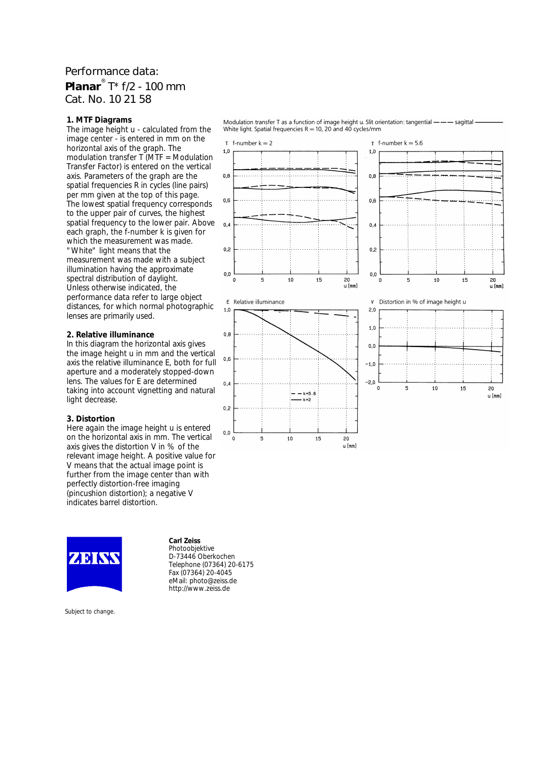Performance data:

# **Planar**® T* f/2 - 100 mm

Cat. No. 10 21 58

## 1. MTF Diagrams

The image height u - calculated from the image center - is entered in mm on the horizontal axis of the graph. The modulation transfer T (MTF = Modulation Transfer Factor) is entered on the vertical axis. Parameters of the graph are the spatial frequencies R in cycles (line pairs) per mm given at the top of this page. The lowest spatial frequency corresponds to the upper pair of curves, the highest spatial frequency to the lower pair. Above each graph, the f-number k is given for which the measurement was made. "White" light means that the measurement was made with a subject illumination having the approximate spectral distribution of daylight. Unless otherwise indicated, the performance data refer to large object distances, for which normal photographic lenses are primarily used.

## 2. Relative illuminance

In this diagram the horizontal axis gives the image height u in mm and the vertical axis the relative illuminance E, both for full aperture and a moderately stopped-down lens. The values for E are determined taking into account vignetting and natural light decrease.

## 3. Distortion

Here again the image height u is entered on the horizontal axis in mm. The vertical axis gives the distortion V in % of the relevant image height. A positive value for V means that the actual image point is further from the image center than with perfectly distortion-free imaging (pincushion distortion); a negative V indicates barrel distortion.

Modulation transfer T as a function of image height u. Slit orientation: tangential — — — sagittal ———
White light. Spatial frequencies R = 10, 20 and 40 cycles/mm

T f-number k = 2
1,0
0,8
0,6
0,4
0,2
0,0
0 5 10 15 20
u [mm]

T f-number k = 5.6
1,0
0,8
0,6
0,4
0,2
0,0
0 5 10 15 20
u [mm]

E Relative illuminance
1,0
0,8
0,6
0,4
0,2
0,0
0 5 10 15 20
u [mm]
— — k=5.6
——— k=2

V Distortion in % of image height u
2,0
1,0
0,0
−1,0
−2,0
0 5 10 15 20
u [mm]

**Carl Zeiss**
Photoobjektive
D-73446 Oberkochen
Telephone (07364) 20-6175
Fax (07364) 20-4045
eMail: photo@zeiss.de
http://www.zeiss.de

Subject to change.